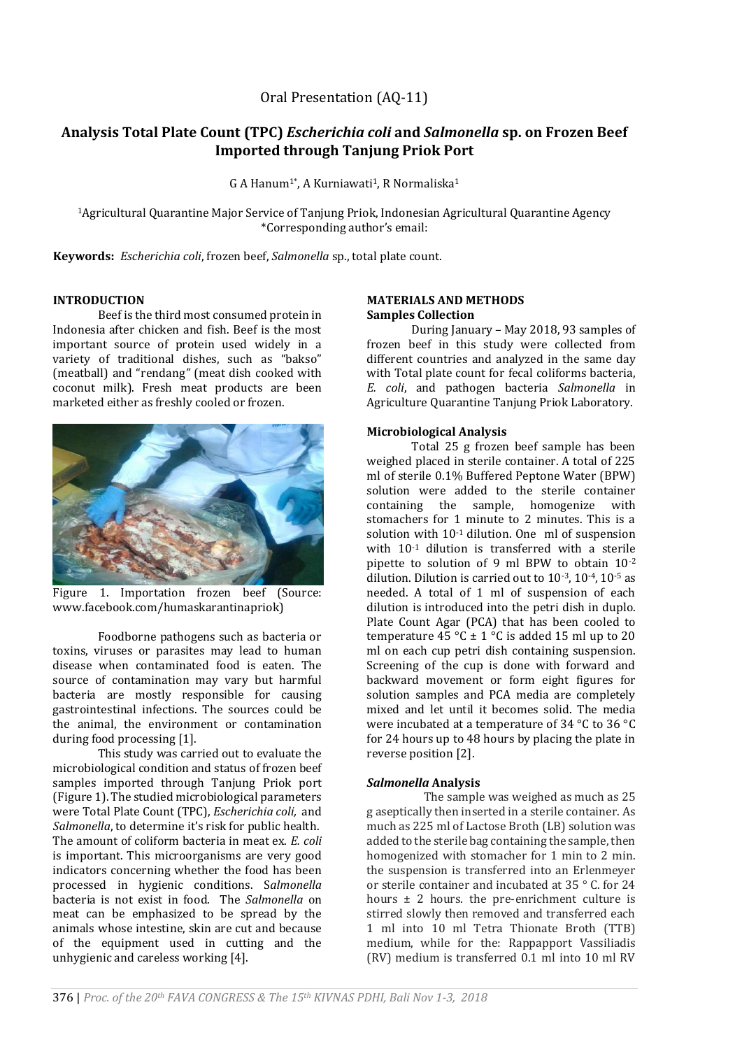Oral Presentation (AQ-11)

# Analysis Total Plate Count (TPC) *Escherichia coli* and *Salmonella* sp. on Frozen Beef Imported through Tanjung Priok Port

G A Hanum[1*], A Kurniawati[1], R Normaliska[1]

[1]Agricultural Quarantine Major Service of Tanjung Priok, Indonesian Agricultural Quarantine Agency
*Corresponding author's email:

**Keywords:** *Escherichia coli*, frozen beef, *Salmonella* sp., total plate count.

## INTRODUCTION

Beef is the third most consumed protein in Indonesia after chicken and fish. Beef is the most important source of protein used widely in a variety of traditional dishes, such as "bakso" (meatball) and "rendang" (meat dish cooked with coconut milk). Fresh meat products are been marketed either as freshly cooled or frozen.

Figure 1. Importation frozen beef (Source: www.facebook.com/humaskarantinapriok)

Foodborne pathogens such as bacteria or toxins, viruses or parasites may lead to human disease when contaminated food is eaten. The source of contamination may vary but harmful bacteria are mostly responsible for causing gastrointestinal infections. The sources could be the animal, the environment or contamination during food processing [1].

This study was carried out to evaluate the microbiological condition and status of frozen beef samples imported through Tanjung Priok port (Figure 1). The studied microbiological parameters were Total Plate Count (TPC), *Escherichia coli,* and *Salmonella*, to determine it's risk for public health. The amount of coliform bacteria in meat ex. *E. coli* is important. This microorganisms are very good indicators concerning whether the food has been processed in hygienic conditions. S*almonella* bacteria is not exist in food. The *Salmonella* on meat can be emphasized to be spread by the animals whose intestine, skin are cut and because of the equipment used in cutting and the unhygienic and careless working [4].

## MATERIALS AND METHODS

### Samples Collection

During January – May 2018, 93 samples of frozen beef in this study were collected from different countries and analyzed in the same day with Total plate count for fecal coliforms bacteria, *E. coli*, and pathogen bacteria *Salmonella* in Agriculture Quarantine Tanjung Priok Laboratory.

### Microbiological Analysis

Total 25 g frozen beef sample has been weighed placed in sterile container. A total of 225 ml of sterile 0.1% Buffered Peptone Water (BPW) solution were added to the sterile container containing the sample, homogenize with stomachers for 1 minute to 2 minutes. This is a solution with $10^{-1}$ dilution. One ml of suspension with $10^{-1}$ dilution is transferred with a sterile pipette to solution of 9 ml BPW to obtain $10^{-2}$ dilution. Dilution is carried out to $10^{-3}$, $10^{-4}$, $10^{-5}$ as needed. A total of 1 ml of suspension of each dilution is introduced into the petri dish in duplo. Plate Count Agar (PCA) that has been cooled to temperature 45 °C ± 1 °C is added 15 ml up to 20 ml on each cup petri dish containing suspension. Screening of the cup is done with forward and backward movement or form eight figures for solution samples and PCA media are completely mixed and let until it becomes solid. The media were incubated at a temperature of 34 °C to 36 °C for 24 hours up to 48 hours by placing the plate in reverse position [2].

### *Salmonella* Analysis

The sample was weighed as much as 25 g aseptically then inserted in a sterile container. As much as 225 ml of Lactose Broth (LB) solution was added to the sterile bag containing the sample, then homogenized with stomacher for 1 min to 2 min. the suspension is transferred into an Erlenmeyer or sterile container and incubated at 35 ° C. for 24 hours ± 2 hours. the pre-enrichment culture is stirred slowly then removed and transferred each 1 ml into 10 ml Tetra Thionate Broth (TTB) medium, while for the: Rappaport Vassiliadis (RV) medium is transferred 0.1 ml into 10 ml RV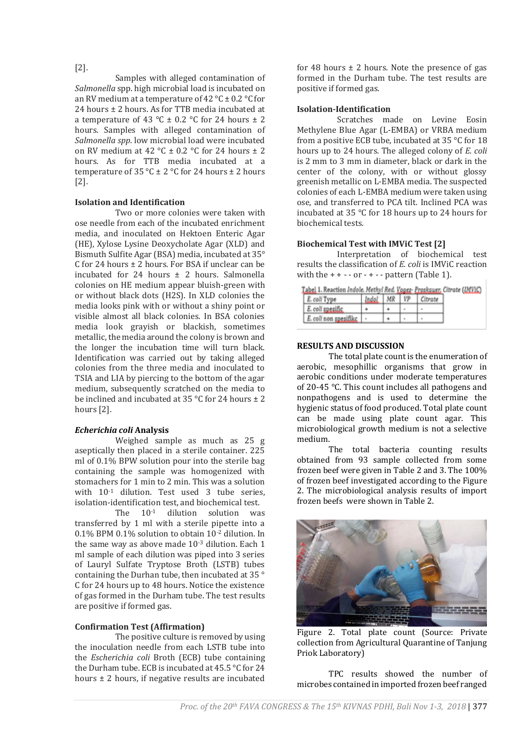[2].

Samples with alleged contamination of *Salmonella* spp. high microbial load is incubated on an RV medium at a temperature of 42 °C ± 0.2 °C for 24 hours ± 2 hours. As for TTB media incubated at a temperature of 43 °C ± 0.2 °C for 24 hours ± 2 hours. Samples with alleged contamination of *Salmonella spp*. low microbial load were incubated on RV medium at 42 °C ± 0.2 °C for 24 hours ± 2 hours. As for TTB media incubated at a temperature of 35 °C ± 2 °C for 24 hours ± 2 hours [2].

**Isolation and Identification**

Two or more colonies were taken with ose needle from each of the incubated enrichment media, and inoculated on Hektoen Enteric Agar (HE), Xylose Lysine Deoxycholate Agar (XLD) and Bismuth Sulfite Agar (BSA) media, incubated at 35° C for 24 hours ± 2 hours. For BSA if unclear can be incubated for 24 hours ± 2 hours. Salmonella colonies on HE medium appear bluish-green with or without black dots (H2S). In XLD colonies the media looks pink with or without a shiny point or visible almost all black colonies. In BSA colonies media look grayish or blackish, sometimes metallic, the media around the colony is brown and the longer the incubation time will turn black. Identification was carried out by taking alleged colonies from the three media and inoculated to TSIA and LIA by piercing to the bottom of the agar medium, subsequently scratched on the media to be inclined and incubated at 35 °C for 24 hours ± 2 hours [2].

***Echerichia coli* Analysis**

Weighed sample as much as 25 g aseptically then placed in a sterile container. 225 ml of 0.1% BPW solution pour into the sterile bag containing the sample was homogenized with stomachers for 1 min to 2 min. This was a solution with $10^{-1}$ dilution. Test used 3 tube series, isolation-identification test, and biochemical test.

The $10^{-1}$ dilution solution was transferred by 1 ml with a sterile pipette into a 0.1% BPM 0.1% solution to obtain $10^{-2}$ dilution. In the same way as above made $10^{-3}$ dilution. Each 1 ml sample of each dilution was piped into 3 series of Lauryl Sulfate Tryptose Broth (LSTB) tubes containing the Durhan tube, then incubated at 35 ° C for 24 hours up to 48 hours. Notice the existence of gas formed in the Durham tube. The test results are positive if formed gas.

**Confirmation Test (Affirmation)**

The positive culture is removed by using the inoculation needle from each LSTB tube into the *Escherichia coli* Broth (ECB) tube containing the Durham tube. ECB is incubated at 45.5 °C for 24 hours ± 2 hours, if negative results are incubated for 48 hours ± 2 hours. Note the presence of gas formed in the Durham tube. The test results are positive if formed gas.

**Isolation-Identification**

Scratches made on Levine Eosin Methylene Blue Agar (L-EMBA) or VRBA medium from a positive ECB tube, incubated at 35 °C for 18 hours up to 24 hours. The alleged colony of *E. coli* is 2 mm to 3 mm in diameter, black or dark in the center of the colony, with or without glossy greenish metallic on L-EMBA media. The suspected colonies of each L-EMBA medium were taken using ose, and transferred to PCA tilt. Inclined PCA was incubated at 35 °C for 18 hours up to 24 hours for biochemical tests.

**Biochemical Test with IMViC Test [2]**

Interpretation of biochemical test results the classification of *E. coli* is IMViC reaction with the + + - - or - + - - pattern (Table 1).

Tabel 1. Reaction *Indole, Methyl Red, Voges- Proskauer, Citrate (IMViC)*

| *E. coli* Type | *Indol* | *MR* | *VP* | *Citrate* |
|---|---|---|---|---|
| *E. coli spesific* | + | + | - | - |
| *E. coli non spesifikc* | - | + | - | - |

**RESULTS AND DISCUSSION**

The total plate count is the enumeration of aerobic, mesophillic organisms that grow in aerobic conditions under moderate temperatures of 20-45 °C. This count includes all pathogens and nonpathogens and is used to determine the hygienic status of food produced. Total plate count can be made using plate count agar. This microbiological growth medium is not a selective medium.

The total bacteria counting results obtained from 93 sample collected from some frozen beef were given in Table 2 and 3. The 100% of frozen beef investigated according to the Figure 2. The microbiological analysis results of import frozen beefs were shown in Table 2.

Figure 2. Total plate count (Source: Private collection from Agricultural Quarantine of Tanjung Priok Laboratory)

TPC results showed the number of microbes contained in imported frozen beef ranged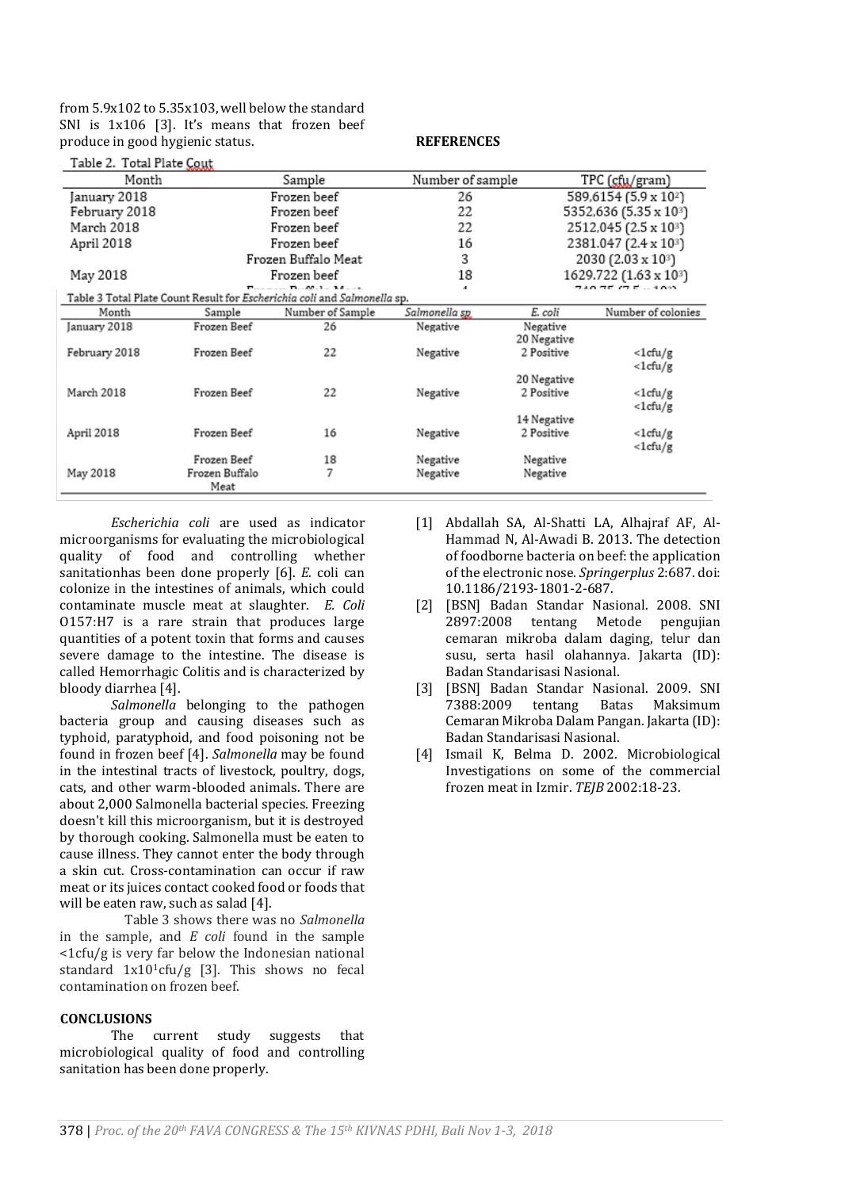from 5.9x102 to 5.35x103, well below the standard SNI is 1x106 [3]. It's means that frozen beef produce in good hygienic status.

Table 2. Total Plate Cout

| Month | Sample | Number of sample | TPC (cfu/gram) |
|---|---|---|---|
| January 2018 | Frozen beef | 26 | 589,6154 ($5.9 \times 10^2$) |
| February 2018 | Frozen beef | 22 | 5352,636 ($5.35 \times 10^3$) |
| March 2018 | Frozen beef | 22 | 2512,045 ($2.5 \times 10^3$) |
| April 2018 | Frozen beef | 16 | 2381.047 ($2.4 \times 10^3$) |
| | Frozen Buffalo Meat | 3 | 2030 ($2.03 \times 10^3$) |
| May 2018 | Frozen beef | 18 | 1629.722 ($1.63 \times 10^3$) |
| | Frozen Buffalo Meat | 4 | 749.75 ($7.5 \times 10^2$) |

Table 3 Total Plate Count Result for *Escherichia coli* and *Salmonella* sp.

| Month | Sample | Number of Sample | *Salmonella sp.* | *E. coli* | Number of colonies |
|---|---|---|---|---|---|
| January 2018 | Frozen Beef | 26 | Negative | Negative | |
| February 2018 | Frozen Beef | 22 | Negative | 20 Negative<br>2 Positive | <1cfu/g<br><1cfu/g |
| March 2018 | Frozen Beef | 22 | Negative | 20 Negative<br>2 Positive | <1cfu/g<br><1cfu/g |
| April 2018 | Frozen Beef | 16 | Negative | 14 Negative<br>2 Positive | <1cfu/g<br><1cfu/g |
| May 2018 | Frozen Beef | 18 | Negative | Negative | |
| | Frozen Buffalo Meat | 7 | Negative | Negative | |

*Escherichia coli* are used as indicator microorganisms for evaluating the microbiological quality of food and controlling whether sanitationhas been done properly [6]. *E.* coli can colonize in the intestines of animals, which could contaminate muscle meat at slaughter. *E. Coli* O157:H7 is a rare strain that produces large quantities of a potent toxin that forms and causes severe damage to the intestine. The disease is called Hemorrhagic Colitis and is characterized by bloody diarrhea [4].

*Salmonella* belonging to the pathogen bacteria group and causing diseases such as typhoid, paratyphoid, and food poisoning not be found in frozen beef [4]. *Salmonella* may be found in the intestinal tracts of livestock, poultry, dogs, cats, and other warm-blooded animals. There are about 2,000 Salmonella bacterial species. Freezing doesn't kill this microorganism, but it is destroyed by thorough cooking. Salmonella must be eaten to cause illness. They cannot enter the body through a skin cut. Cross-contamination can occur if raw meat or its juices contact cooked food or foods that will be eaten raw, such as salad [4].

Table 3 shows there was no *Salmonella* in the sample, and *E coli* found in the sample <1cfu/g is very far below the Indonesian national standard $1 \times 10^1$cfu/g [3]. This shows no fecal contamination on frozen beef.

## CONCLUSIONS

The current study suggests that microbiological quality of food and controlling sanitation has been done properly.

## REFERENCES

[1] Abdallah SA, Al-Shatti LA, Alhajraf AF, Al-Hammad N, Al-Awadi B. 2013. The detection of foodborne bacteria on beef: the application of the electronic nose. *Springerplus* 2:687. doi: 10.1186/2193-1801-2-687.

[2] [BSN] Badan Standar Nasional. 2008. SNI 2897:2008 tentang Metode pengujian cemaran mikroba dalam daging, telur dan susu, serta hasil olahannya. Jakarta (ID): Badan Standarisasi Nasional.

[3] [BSN] Badan Standar Nasional. 2009. SNI 7388:2009 tentang Batas Maksimum Cemaran Mikroba Dalam Pangan. Jakarta (ID): Badan Standarisasi Nasional.

[4] Ismail K, Belma D. 2002. Microbiological Investigations on some of the commercial frozen meat in Izmir. *TEJB* 2002:18-23.